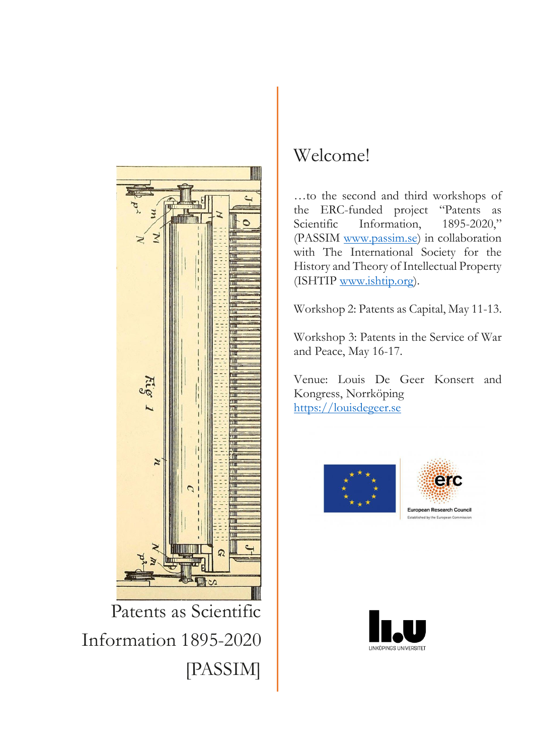Patents as Scientific Information 1895-2020 [PASSIM]

# Welcome!

…to the second and third workshops of the ERC-funded project "Patents as Scientific Information, 1895-2020," (PASSIM [www.passim.se](www.passim.se)) in collaboration with The International Society for the History and Theory of Intellectual Property (ISHTIP [www.ishtip.org](www.ishtip.org)).

Workshop 2: Patents as Capital, May 11-13.

Workshop 3: Patents in the Service of War and Peace, May 16-17.

Venue: Louis De Geer Konsert and Kongress, Norrköping
[https://louisdegeer.se](https://louisdegeer.se)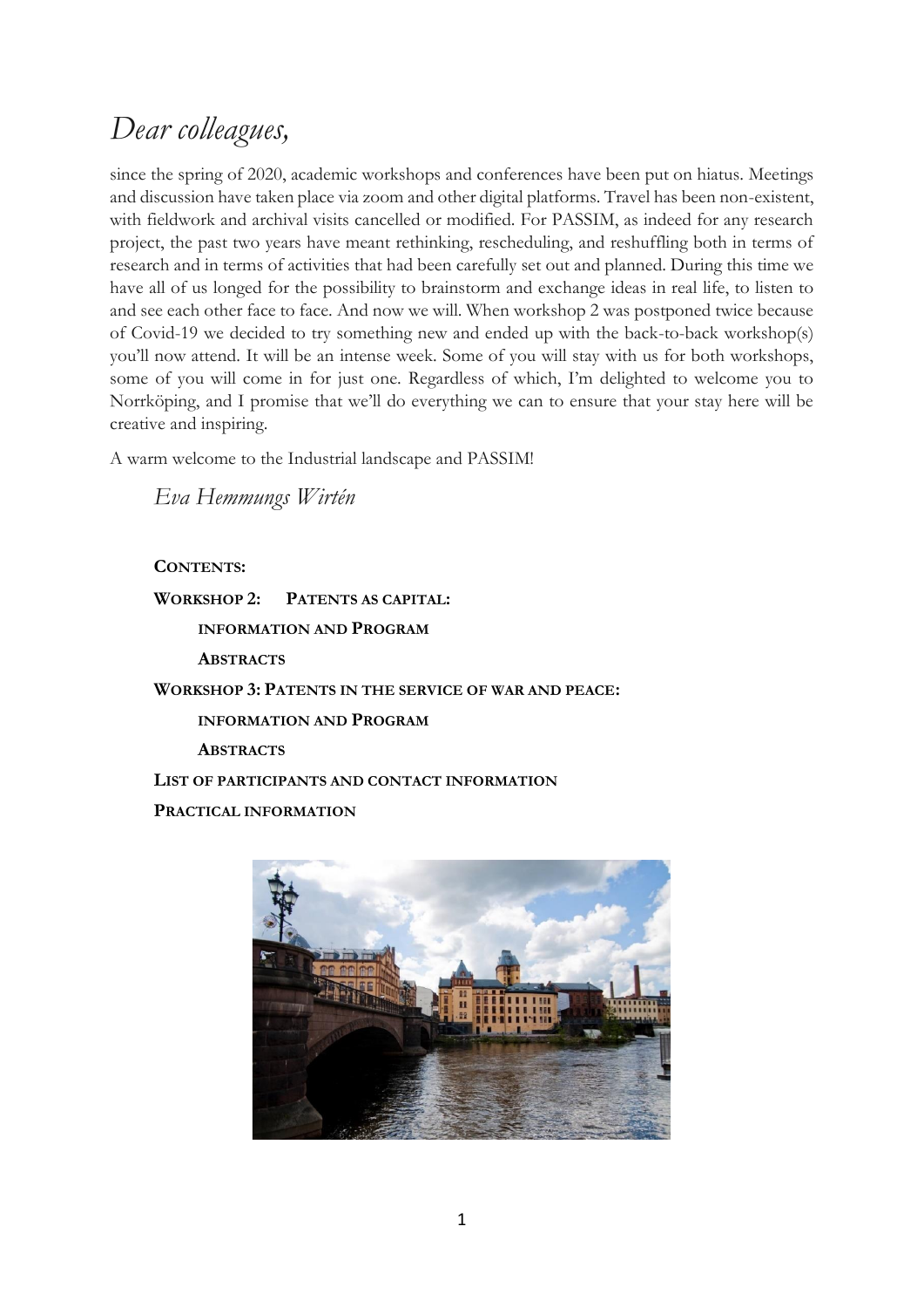# *Dear colleagues,*

since the spring of 2020, academic workshops and conferences have been put on hiatus. Meetings and discussion have taken place via zoom and other digital platforms. Travel has been non-existent, with fieldwork and archival visits cancelled or modified. For PASSIM, as indeed for any research project, the past two years have meant rethinking, rescheduling, and reshuffling both in terms of research and in terms of activities that had been carefully set out and planned. During this time we have all of us longed for the possibility to brainstorm and exchange ideas in real life, to listen to and see each other face to face. And now we will. When workshop 2 was postponed twice because of Covid-19 we decided to try something new and ended up with the back-to-back workshop(s) you'll now attend. It will be an intense week. Some of you will stay with us for both workshops, some of you will come in for just one. Regardless of which, I'm delighted to welcome you to Norrköping, and I promise that we'll do everything we can to ensure that your stay here will be creative and inspiring.

A warm welcome to the Industrial landscape and PASSIM!

*Eva Hemmungs Wirtén*

**CONTENTS:**

**WORKSHOP 2: PATENTS AS CAPITAL:**

- **INFORMATION AND PROGRAM**
- **ABSTRACTS**

**WORKSHOP 3: PATENTS IN THE SERVICE OF WAR AND PEACE:**

- **INFORMATION AND PROGRAM**
- **ABSTRACTS**

**LIST OF PARTICIPANTS AND CONTACT INFORMATION**

**PRACTICAL INFORMATION**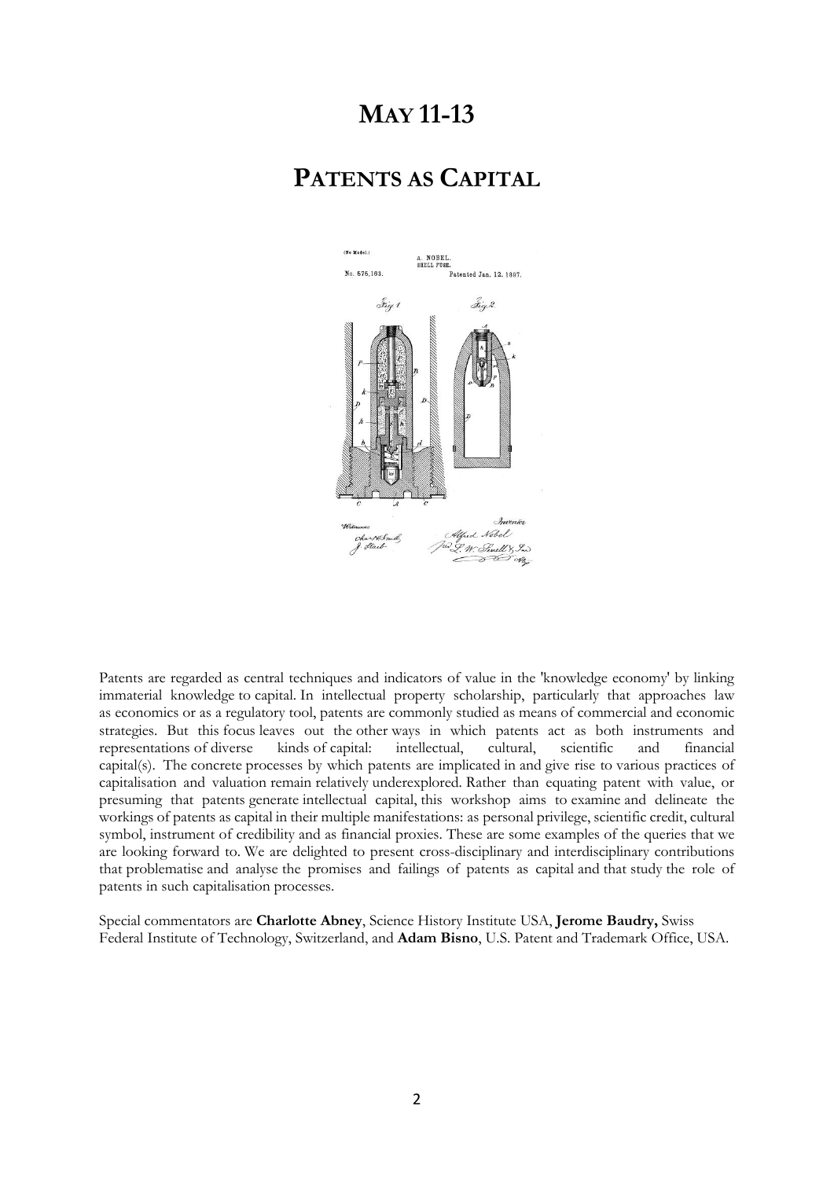# MAY 11-13

# PATENTS AS CAPITAL

Patents are regarded as central techniques and indicators of value in the 'knowledge economy' by linking immaterial knowledge to capital. In intellectual property scholarship, particularly that approaches law as economics or as a regulatory tool, patents are commonly studied as means of commercial and economic strategies. But this focus leaves out the other ways in which patents act as both instruments and representations of diverse kinds of capital: intellectual, cultural, scientific and financial capital(s). The concrete processes by which patents are implicated in and give rise to various practices of capitalisation and valuation remain relatively underexplored. Rather than equating patent with value, or presuming that patents generate intellectual capital, this workshop aims to examine and delineate the workings of patents as capital in their multiple manifestations: as personal privilege, scientific credit, cultural symbol, instrument of credibility and as financial proxies. These are some examples of the queries that we are looking forward to. We are delighted to present cross-disciplinary and interdisciplinary contributions that problematise and analyse the promises and failings of patents as capital and that study the role of patents in such capitalisation processes.

Special commentators are **Charlotte Abney**, Science History Institute USA, **Jerome Baudry,** Swiss Federal Institute of Technology, Switzerland, and **Adam Bisno**, U.S. Patent and Trademark Office, USA.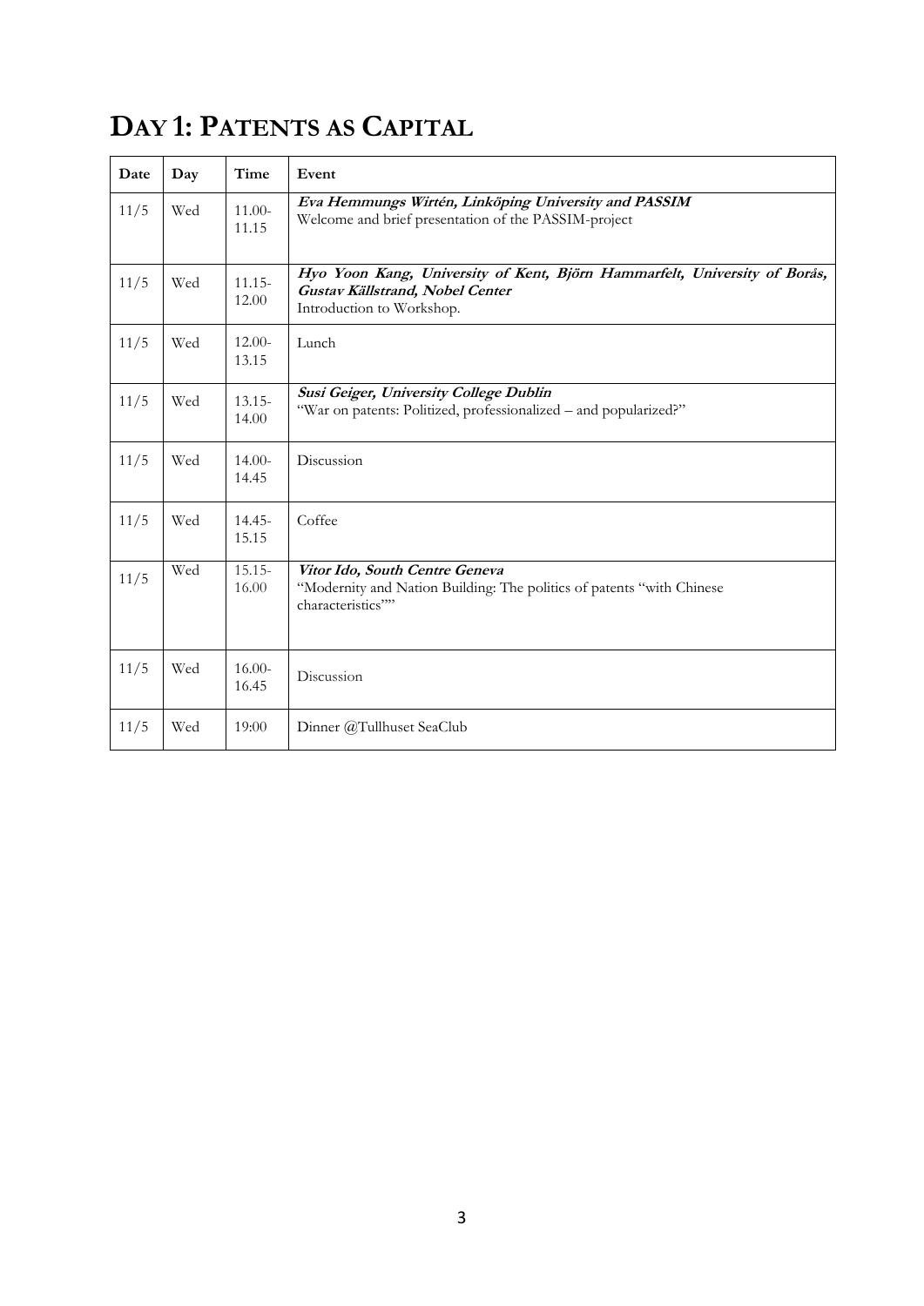# DAY 1: PATENTS AS CAPITAL

| Date | Day | Time | Event |
|---|---|---|---|
| 11/5 | Wed | 11.00-11.15 | ***Eva Hemmungs Wirtén, Linköping University and PASSIM***<br>Welcome and brief presentation of the PASSIM-project |
| 11/5 | Wed | 11.15-12.00 | ***Hyo Yoon Kang, University of Kent, Björn Hammarfelt, University of Borås, Gustav Källstrand, Nobel Center***<br>Introduction to Workshop. |
| 11/5 | Wed | 12.00-13.15 | Lunch |
| 11/5 | Wed | 13.15-14.00 | ***Susi Geiger, University College Dublin***<br>"War on patents: Politized, professionalized – and popularized?" |
| 11/5 | Wed | 14.00-14.45 | Discussion |
| 11/5 | Wed | 14.45-15.15 | Coffee |
| 11/5 | Wed | 15.15-16.00 | ***Vitor Ido, South Centre Geneva***<br>"Modernity and Nation Building: The politics of patents "with Chinese characteristics"" |
| 11/5 | Wed | 16.00-16.45 | Discussion |
| 11/5 | Wed | 19:00 | Dinner @Tullhuset SeaClub |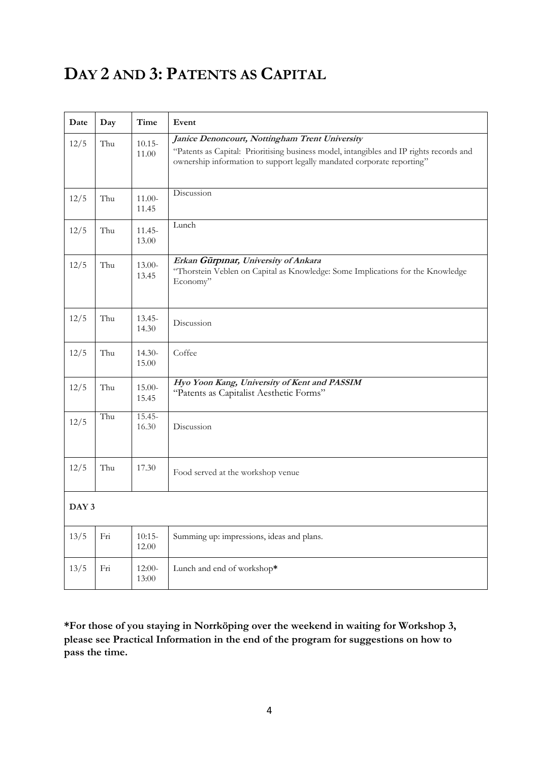# DAY 2 AND 3: PATENTS AS CAPITAL

| Date | Day | Time | Event |
|---|---|---|---|
| 12/5 | Thu | 10.15-11.00 | ***Janice Denoncourt, Nottingham Trent University*** "Patents as Capital: Prioritising business model, intangibles and IP rights records and ownership information to support legally mandated corporate reporting" |
| 12/5 | Thu | 11.00-11.45 | Discussion |
| 12/5 | Thu | 11.45-13.00 | Lunch |
| 12/5 | Thu | 13.00-13.45 | ***Erkan Gürpınar, University of Ankara*** "Thorstein Veblen on Capital as Knowledge: Some Implications for the Knowledge Economy" |
| 12/5 | Thu | 13.45-14.30 | Discussion |
| 12/5 | Thu | 14.30-15.00 | Coffee |
| 12/5 | Thu | 15.00-15.45 | ***Hyo Yoon Kang, University of Kent and PASSIM*** "Patents as Capitalist Aesthetic Forms" |
| 12/5 | Thu | 15.45-16.30 | Discussion |
| 12/5 | Thu | 17.30 | Food served at the workshop venue |
| **DAY 3** | | | |
| 13/5 | Fri | 10:15-12.00 | Summing up: impressions, ideas and plans. |
| 13/5 | Fri | 12:00-13:00 | Lunch and end of workshop* |

**\*For those of you staying in Norrköping over the weekend in waiting for Workshop 3, please see Practical Information in the end of the program for suggestions on how to pass the time.**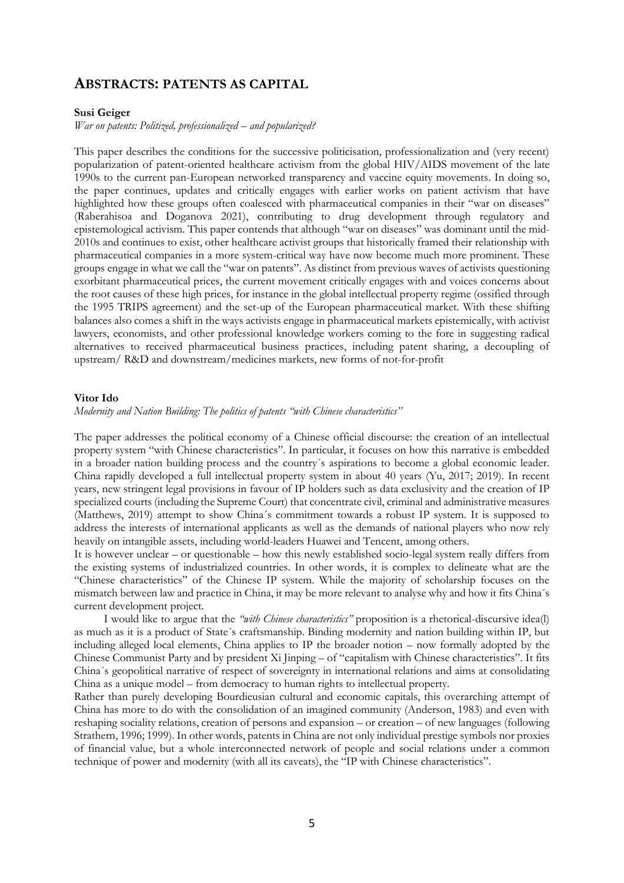## ABSTRACTS: PATENTS AS CAPITAL

**Susi Geiger**

*War on patents: Politized, professionalized – and popularized?*

This paper describes the conditions for the successive politicisation, professionalization and (very recent) popularization of patent-oriented healthcare activism from the global HIV/AIDS movement of the late 1990s to the current pan-European networked transparency and vaccine equity movements. In doing so, the paper continues, updates and critically engages with earlier works on patient activism that have highlighted how these groups often coalesced with pharmaceutical companies in their "war on diseases" (Raberahisoa and Doganova 2021), contributing to drug development through regulatory and epistemological activism. This paper contends that although "war on diseases" was dominant until the mid-2010s and continues to exist, other healthcare activist groups that historically framed their relationship with pharmaceutical companies in a more system-critical way have now become much more prominent. These groups engage in what we call the "war on patents". As distinct from previous waves of activists questioning exorbitant pharmaceutical prices, the current movement critically engages with and voices concerns about the root causes of these high prices, for instance in the global intellectual property regime (ossified through the 1995 TRIPS agreement) and the set-up of the European pharmaceutical market. With these shifting balances also comes a shift in the ways activists engage in pharmaceutical markets epistemically, with activist lawyers, economists, and other professional knowledge workers coming to the fore in suggesting radical alternatives to received pharmaceutical business practices, including patent sharing, a decoupling of upstream/ R&D and downstream/medicines markets, new forms of not-for-profit

**Vitor Ido**

*Modernity and Nation Building: The politics of patents "with Chinese characteristics"*

The paper addresses the political economy of a Chinese official discourse: the creation of an intellectual property system "with Chinese characteristics". In particular, it focuses on how this narrative is embedded in a broader nation building process and the country´s aspirations to become a global economic leader. China rapidly developed a full intellectual property system in about 40 years (Yu, 2017; 2019). In recent years, new stringent legal provisions in favour of IP holders such as data exclusivity and the creation of IP specialized courts (including the Supreme Court) that concentrate civil, criminal and administrative measures (Matthews, 2019) attempt to show China´s commitment towards a robust IP system. It is supposed to address the interests of international applicants as well as the demands of national players who now rely heavily on intangible assets, including world-leaders Huawei and Tencent, among others.

It is however unclear – or questionable – how this newly established socio-legal system really differs from the existing systems of industrialized countries. In other words, it is complex to delineate what are the "Chinese characteristics" of the Chinese IP system. While the majority of scholarship focuses on the mismatch between law and practice in China, it may be more relevant to analyse why and how it fits China´s current development project.

I would like to argue that the *"with Chinese characteristics"* proposition is a rhetorical-discursive idea(l) as much as it is a product of State´s craftsmanship. Binding modernity and nation building within IP, but including alleged local elements, China applies to IP the broader notion – now formally adopted by the Chinese Communist Party and by president Xi Jinping – of "capitalism with Chinese characteristics". It fits China´s geopolitical narrative of respect of sovereignty in international relations and aims at consolidating China as a unique model – from democracy to human rights to intellectual property.

Rather than purely developing Bourdieusian cultural and economic capitals, this overarching attempt of China has more to do with the consolidation of an imagined community (Anderson, 1983) and even with reshaping sociality relations, creation of persons and expansion – or creation – of new languages (following Strathern, 1996; 1999). In other words, patents in China are not only individual prestige symbols nor proxies of financial value, but a whole interconnected network of people and social relations under a common technique of power and modernity (with all its caveats), the "IP with Chinese characteristics".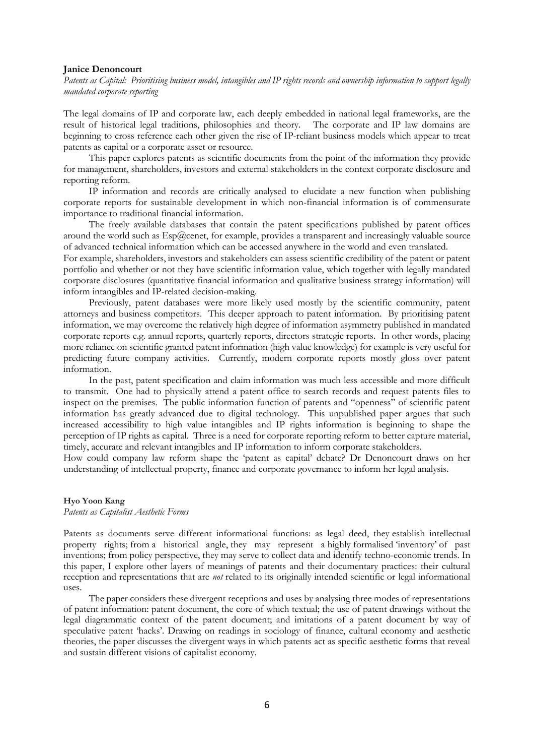**Janice Denoncourt**

*Patents as Capital: Prioritising business model, intangibles and IP rights records and ownership information to support legally mandated corporate reporting*

The legal domains of IP and corporate law, each deeply embedded in national legal frameworks, are the result of historical legal traditions, philosophies and theory. The corporate and IP law domains are beginning to cross reference each other given the rise of IP-reliant business models which appear to treat patents as capital or a corporate asset or resource.

This paper explores patents as scientific documents from the point of the information they provide for management, shareholders, investors and external stakeholders in the context corporate disclosure and reporting reform.

IP information and records are critically analysed to elucidate a new function when publishing corporate reports for sustainable development in which non-financial information is of commensurate importance to traditional financial information.

The freely available databases that contain the patent specifications published by patent offices around the world such as Esp@cenet, for example, provides a transparent and increasingly valuable source of advanced technical information which can be accessed anywhere in the world and even translated.

For example, shareholders, investors and stakeholders can assess scientific credibility of the patent or patent portfolio and whether or not they have scientific information value, which together with legally mandated corporate disclosures (quantitative financial information and qualitative business strategy information) will inform intangibles and IP-related decision-making.

Previously, patent databases were more likely used mostly by the scientific community, patent attorneys and business competitors. This deeper approach to patent information. By prioritising patent information, we may overcome the relatively high degree of information asymmetry published in mandated corporate reports e.g. annual reports, quarterly reports, directors strategic reports. In other words, placing more reliance on scientific granted patent information (high value knowledge) for example is very useful for predicting future company activities. Currently, modern corporate reports mostly gloss over patent information.

In the past, patent specification and claim information was much less accessible and more difficult to transmit. One had to physically attend a patent office to search records and request patents files to inspect on the premises. The public information function of patents and "openness" of scientific patent information has greatly advanced due to digital technology. This unpublished paper argues that such increased accessibility to high value intangibles and IP rights information is beginning to shape the perception of IP rights as capital. Three is a need for corporate reporting reform to better capture material, timely, accurate and relevant intangibles and IP information to inform corporate stakeholders.

How could company law reform shape the 'patent as capital' debate? Dr Denoncourt draws on her understanding of intellectual property, finance and corporate governance to inform her legal analysis.

**Hyo Yoon Kang**

*Patents as Capitalist Aesthetic Forms*

Patents as documents serve different informational functions: as legal deed, they establish intellectual property rights; from a historical angle, they may represent a highly formalised 'inventory' of past inventions; from policy perspective, they may serve to collect data and identify techno-economic trends. In this paper, I explore other layers of meanings of patents and their documentary practices: their cultural reception and representations that are *not* related to its originally intended scientific or legal informational uses.

The paper considers these divergent receptions and uses by analysing three modes of representations of patent information: patent document, the core of which textual; the use of patent drawings without the legal diagrammatic context of the patent document; and imitations of a patent document by way of speculative patent 'hacks'. Drawing on readings in sociology of finance, cultural economy and aesthetic theories, the paper discusses the divergent ways in which patents act as specific aesthetic forms that reveal and sustain different visions of capitalist economy.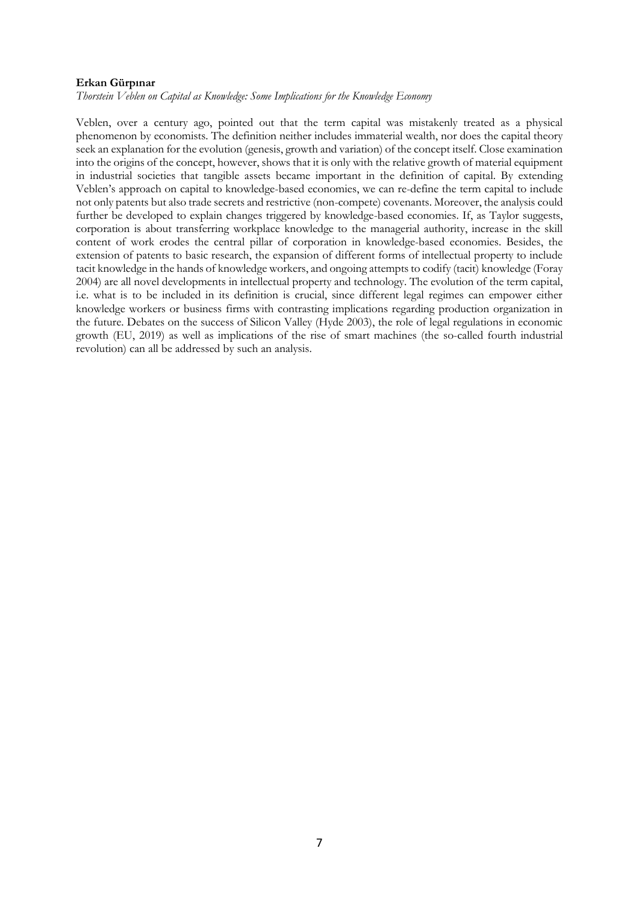**Erkan Gürpınar**

*Thorstein Veblen on Capital as Knowledge: Some Implications for the Knowledge Economy*

Veblen, over a century ago, pointed out that the term capital was mistakenly treated as a physical phenomenon by economists. The definition neither includes immaterial wealth, nor does the capital theory seek an explanation for the evolution (genesis, growth and variation) of the concept itself. Close examination into the origins of the concept, however, shows that it is only with the relative growth of material equipment in industrial societies that tangible assets became important in the definition of capital. By extending Veblen's approach on capital to knowledge-based economies, we can re-define the term capital to include not only patents but also trade secrets and restrictive (non-compete) covenants. Moreover, the analysis could further be developed to explain changes triggered by knowledge-based economies. If, as Taylor suggests, corporation is about transferring workplace knowledge to the managerial authority, increase in the skill content of work erodes the central pillar of corporation in knowledge-based economies. Besides, the extension of patents to basic research, the expansion of different forms of intellectual property to include tacit knowledge in the hands of knowledge workers, and ongoing attempts to codify (tacit) knowledge (Foray 2004) are all novel developments in intellectual property and technology. The evolution of the term capital, i.e. what is to be included in its definition is crucial, since different legal regimes can empower either knowledge workers or business firms with contrasting implications regarding production organization in the future. Debates on the success of Silicon Valley (Hyde 2003), the role of legal regulations in economic growth (EU, 2019) as well as implications of the rise of smart machines (the so-called fourth industrial revolution) can all be addressed by such an analysis.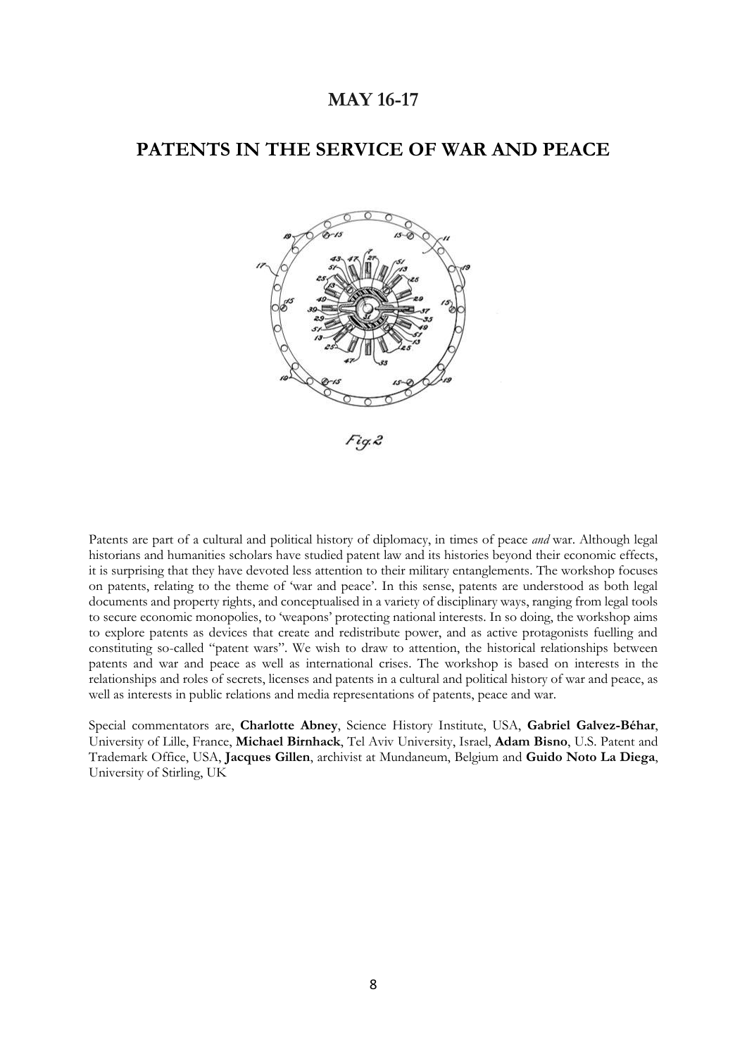## MAY 16-17

## PATENTS IN THE SERVICE OF WAR AND PEACE

Fig. 2

Patents are part of a cultural and political history of diplomacy, in times of peace *and* war. Although legal historians and humanities scholars have studied patent law and its histories beyond their economic effects, it is surprising that they have devoted less attention to their military entanglements. The workshop focuses on patents, relating to the theme of 'war and peace'. In this sense, patents are understood as both legal documents and property rights, and conceptualised in a variety of disciplinary ways, ranging from legal tools to secure economic monopolies, to 'weapons' protecting national interests. In so doing, the workshop aims to explore patents as devices that create and redistribute power, and as active protagonists fuelling and constituting so-called "patent wars". We wish to draw to attention, the historical relationships between patents and war and peace as well as international crises. The workshop is based on interests in the relationships and roles of secrets, licenses and patents in a cultural and political history of war and peace, as well as interests in public relations and media representations of patents, peace and war.

Special commentators are, **Charlotte Abney**, Science History Institute, USA, **Gabriel Galvez-Béhar**, University of Lille, France, **Michael Birnhack**, Tel Aviv University, Israel, **Adam Bisno**, U.S. Patent and Trademark Office, USA, **Jacques Gillen**, archivist at Mundaneum, Belgium and **Guido Noto La Diega**, University of Stirling, UK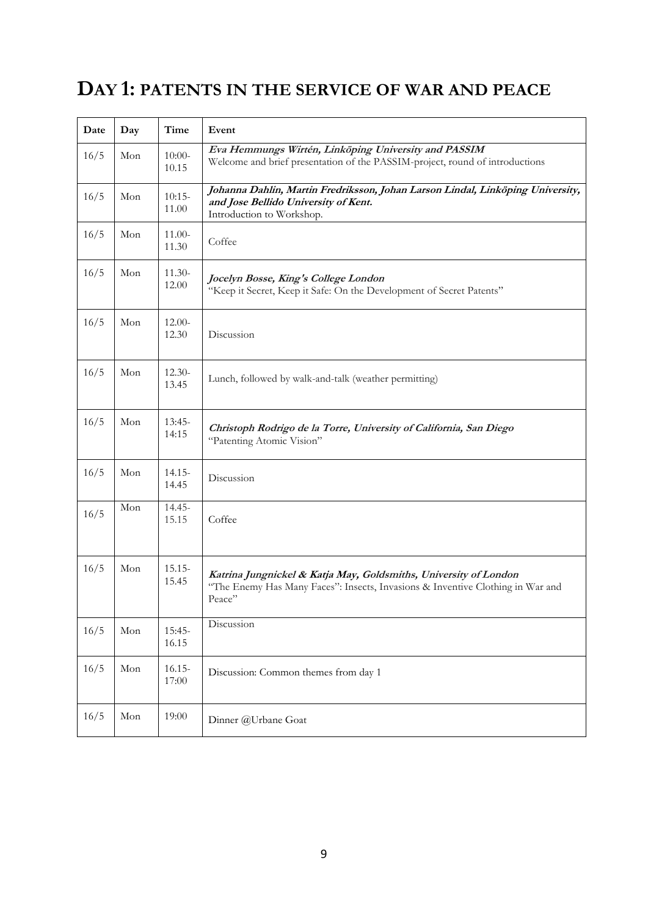# DAY 1: PATENTS IN THE SERVICE OF WAR AND PEACE

| Date | Day | Time | Event |
|---|---|---|---|
| 16/5 | Mon | 10:00-10.15 | ***Eva Hemmungs Wirtén, Linköping University and PASSIM*** Welcome and brief presentation of the PASSIM-project, round of introductions |
| 16/5 | Mon | 10:15-11.00 | ***Johanna Dahlin, Martin Fredriksson, Johan Larson Lindal, Linköping University, and Jose Bellido University of Kent.*** Introduction to Workshop. |
| 16/5 | Mon | 11.00-11.30 | Coffee |
| 16/5 | Mon | 11.30-12.00 | ***Jocelyn Bosse, King's College London*** "Keep it Secret, Keep it Safe: On the Development of Secret Patents" |
| 16/5 | Mon | 12.00-12.30 | Discussion |
| 16/5 | Mon | 12.30-13.45 | Lunch, followed by walk-and-talk (weather permitting) |
| 16/5 | Mon | 13:45-14:15 | ***Christoph Rodrigo de la Torre, University of California, San Diego*** "Patenting Atomic Vision" |
| 16/5 | Mon | 14.15-14.45 | Discussion |
| 16/5 | Mon | 14.45-15.15 | Coffee |
| 16/5 | Mon | 15.15-15.45 | ***Katrina Jungnickel & Katja May, Goldsmiths, University of London*** "The Enemy Has Many Faces": Insects, Invasions & Inventive Clothing in War and Peace" |
| 16/5 | Mon | 15:45-16.15 | Discussion |
| 16/5 | Mon | 16.15-17:00 | Discussion: Common themes from day 1 |
| 16/5 | Mon | 19:00 | Dinner @Urbane Goat |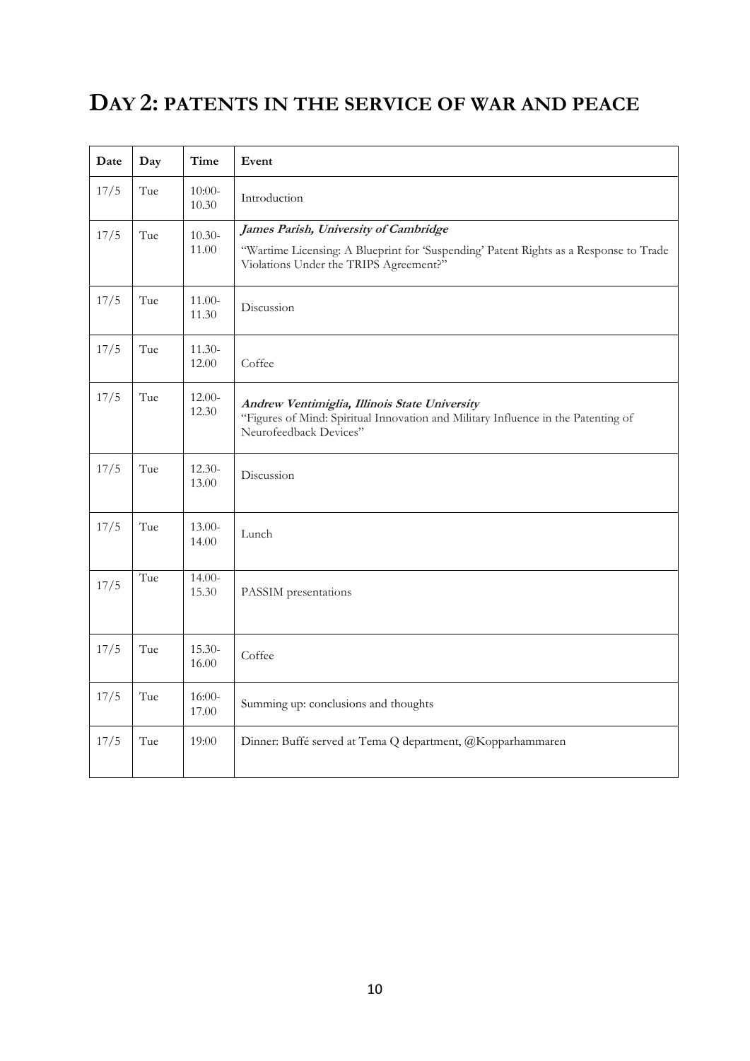# DAY 2: PATENTS IN THE SERVICE OF WAR AND PEACE

| Date | Day | Time | Event |
|---|---|---|---|
| 17/5 | Tue | 10:00-10.30 | Introduction |
| 17/5 | Tue | 10.30-11.00 | ***James Parish, University of Cambridge*** "Wartime Licensing: A Blueprint for 'Suspending' Patent Rights as a Response to Trade Violations Under the TRIPS Agreement?" |
| 17/5 | Tue | 11.00-11.30 | Discussion |
| 17/5 | Tue | 11.30-12.00 | Coffee |
| 17/5 | Tue | 12.00-12.30 | ***Andrew Ventimiglia, Illinois State University*** "Figures of Mind: Spiritual Innovation and Military Influence in the Patenting of Neurofeedback Devices" |
| 17/5 | Tue | 12.30-13.00 | Discussion |
| 17/5 | Tue | 13.00-14.00 | Lunch |
| 17/5 | Tue | 14.00-15.30 | PASSIM presentations |
| 17/5 | Tue | 15.30-16.00 | Coffee |
| 17/5 | Tue | 16:00-17.00 | Summing up: conclusions and thoughts |
| 17/5 | Tue | 19:00 | Dinner: Buffé served at Tema Q department, @Kopparhammaren |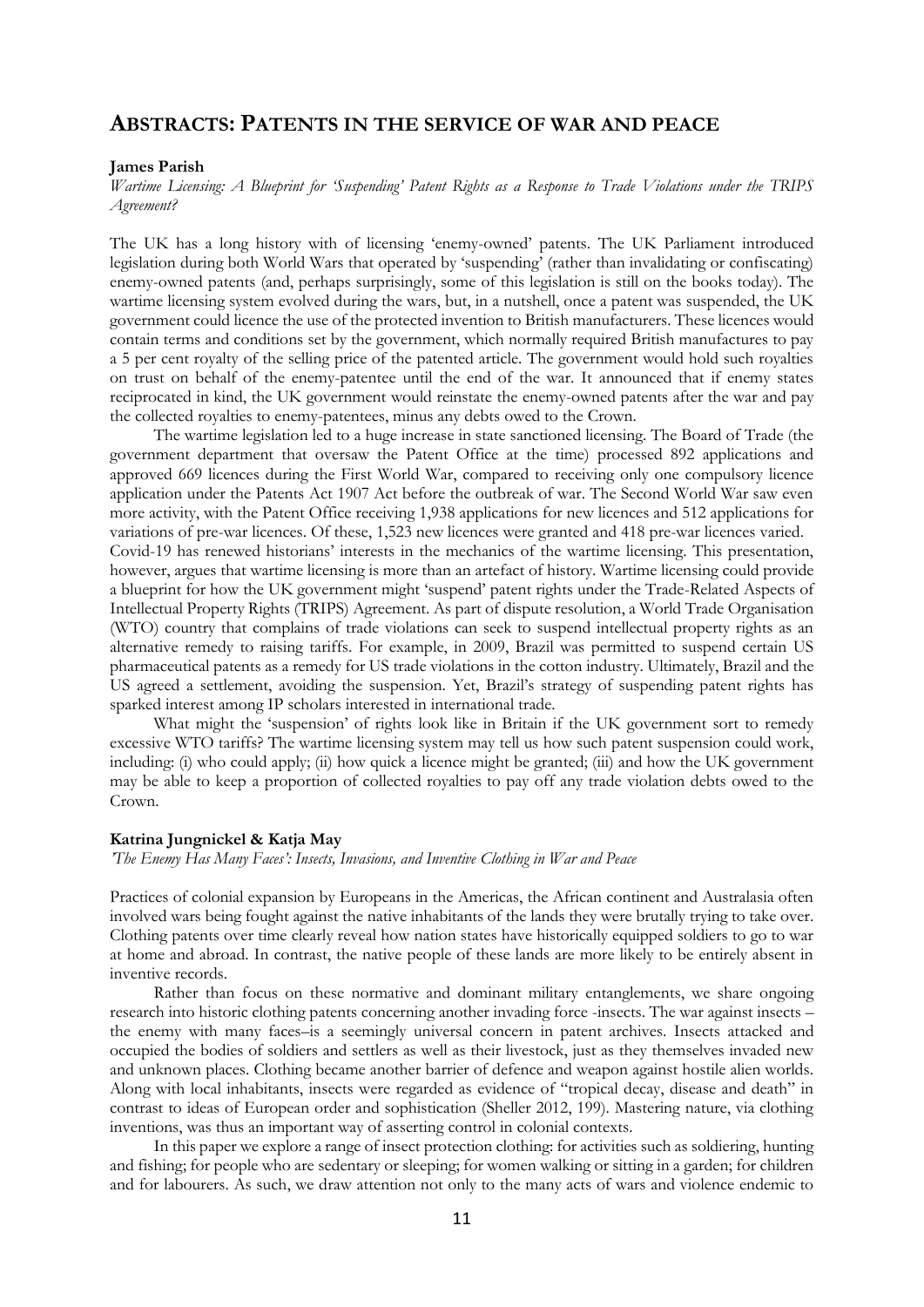## ABSTRACTS: PATENTS IN THE SERVICE OF WAR AND PEACE

**James Parish**

*Wartime Licensing: A Blueprint for 'Suspending' Patent Rights as a Response to Trade Violations under the TRIPS Agreement?*

The UK has a long history with of licensing 'enemy-owned' patents. The UK Parliament introduced legislation during both World Wars that operated by 'suspending' (rather than invalidating or confiscating) enemy-owned patents (and, perhaps surprisingly, some of this legislation is still on the books today). The wartime licensing system evolved during the wars, but, in a nutshell, once a patent was suspended, the UK government could licence the use of the protected invention to British manufacturers. These licences would contain terms and conditions set by the government, which normally required British manufactures to pay a 5 per cent royalty of the selling price of the patented article. The government would hold such royalties on trust on behalf of the enemy-patentee until the end of the war. It announced that if enemy states reciprocated in kind, the UK government would reinstate the enemy-owned patents after the war and pay the collected royalties to enemy-patentees, minus any debts owed to the Crown.

The wartime legislation led to a huge increase in state sanctioned licensing. The Board of Trade (the government department that oversaw the Patent Office at the time) processed 892 applications and approved 669 licences during the First World War, compared to receiving only one compulsory licence application under the Patents Act 1907 Act before the outbreak of war. The Second World War saw even more activity, with the Patent Office receiving 1,938 applications for new licences and 512 applications for variations of pre-war licences. Of these, 1,523 new licences were granted and 418 pre-war licences varied.

Covid-19 has renewed historians' interests in the mechanics of the wartime licensing. This presentation, however, argues that wartime licensing is more than an artefact of history. Wartime licensing could provide a blueprint for how the UK government might 'suspend' patent rights under the Trade-Related Aspects of Intellectual Property Rights (TRIPS) Agreement. As part of dispute resolution, a World Trade Organisation (WTO) country that complains of trade violations can seek to suspend intellectual property rights as an alternative remedy to raising tariffs. For example, in 2009, Brazil was permitted to suspend certain US pharmaceutical patents as a remedy for US trade violations in the cotton industry. Ultimately, Brazil and the US agreed a settlement, avoiding the suspension. Yet, Brazil's strategy of suspending patent rights has sparked interest among IP scholars interested in international trade.

What might the 'suspension' of rights look like in Britain if the UK government sort to remedy excessive WTO tariffs? The wartime licensing system may tell us how such patent suspension could work, including: (i) who could apply; (ii) how quick a licence might be granted; (iii) and how the UK government may be able to keep a proportion of collected royalties to pay off any trade violation debts owed to the Crown.

**Katrina Jungnickel & Katja May**

*'The Enemy Has Many Faces': Insects, Invasions, and Inventive Clothing in War and Peace*

Practices of colonial expansion by Europeans in the Americas, the African continent and Australasia often involved wars being fought against the native inhabitants of the lands they were brutally trying to take over. Clothing patents over time clearly reveal how nation states have historically equipped soldiers to go to war at home and abroad. In contrast, the native people of these lands are more likely to be entirely absent in inventive records.

Rather than focus on these normative and dominant military entanglements, we share ongoing research into historic clothing patents concerning another invading force -insects. The war against insects – the enemy with many faces–is a seemingly universal concern in patent archives. Insects attacked and occupied the bodies of soldiers and settlers as well as their livestock, just as they themselves invaded new and unknown places. Clothing became another barrier of defence and weapon against hostile alien worlds. Along with local inhabitants, insects were regarded as evidence of "tropical decay, disease and death" in contrast to ideas of European order and sophistication (Sheller 2012, 199). Mastering nature, via clothing inventions, was thus an important way of asserting control in colonial contexts.

In this paper we explore a range of insect protection clothing: for activities such as soldiering, hunting and fishing; for people who are sedentary or sleeping; for women walking or sitting in a garden; for children and for labourers. As such, we draw attention not only to the many acts of wars and violence endemic to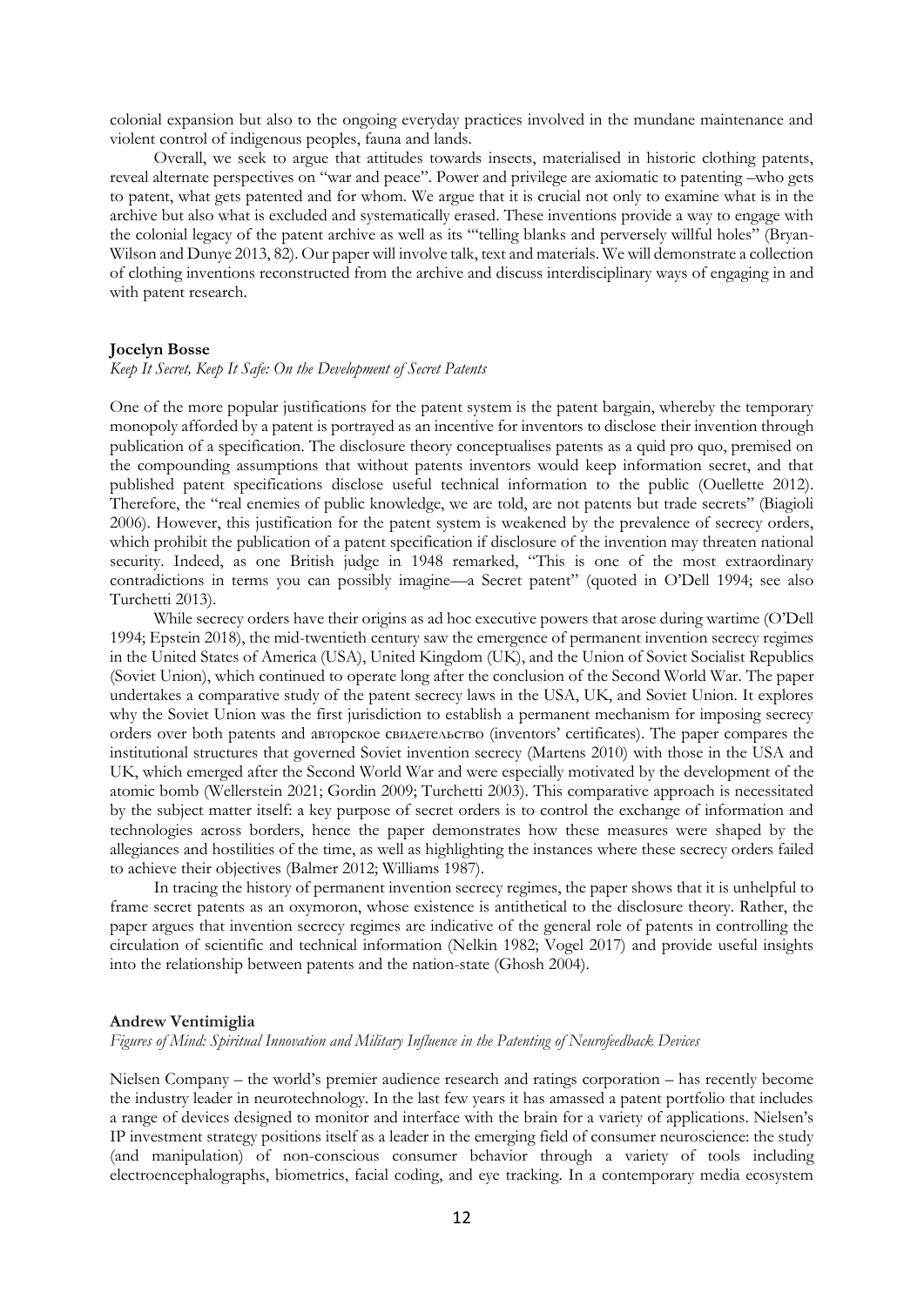colonial expansion but also to the ongoing everyday practices involved in the mundane maintenance and violent control of indigenous peoples, fauna and lands.

Overall, we seek to argue that attitudes towards insects, materialised in historic clothing patents, reveal alternate perspectives on "war and peace". Power and privilege are axiomatic to patenting –who gets to patent, what gets patented and for whom. We argue that it is crucial not only to examine what is in the archive but also what is excluded and systematically erased. These inventions provide a way to engage with the colonial legacy of the patent archive as well as its "'telling blanks and perversely willful holes" (Bryan-Wilson and Dunye 2013, 82). Our paper will involve talk, text and materials. We will demonstrate a collection of clothing inventions reconstructed from the archive and discuss interdisciplinary ways of engaging in and with patent research.

**Jocelyn Bosse**

*Keep It Secret, Keep It Safe: On the Development of Secret Patents*

One of the more popular justifications for the patent system is the patent bargain, whereby the temporary monopoly afforded by a patent is portrayed as an incentive for inventors to disclose their invention through publication of a specification. The disclosure theory conceptualises patents as a quid pro quo, premised on the compounding assumptions that without patents inventors would keep information secret, and that published patent specifications disclose useful technical information to the public (Ouellette 2012). Therefore, the "real enemies of public knowledge, we are told, are not patents but trade secrets" (Biagioli 2006). However, this justification for the patent system is weakened by the prevalence of secrecy orders, which prohibit the publication of a patent specification if disclosure of the invention may threaten national security. Indeed, as one British judge in 1948 remarked, "This is one of the most extraordinary contradictions in terms you can possibly imagine—a Secret patent" (quoted in O'Dell 1994; see also Turchetti 2013).

While secrecy orders have their origins as ad hoc executive powers that arose during wartime (O'Dell 1994; Epstein 2018), the mid-twentieth century saw the emergence of permanent invention secrecy regimes in the United States of America (USA), United Kingdom (UK), and the Union of Soviet Socialist Republics (Soviet Union), which continued to operate long after the conclusion of the Second World War. The paper undertakes a comparative study of the patent secrecy laws in the USA, UK, and Soviet Union. It explores why the Soviet Union was the first jurisdiction to establish a permanent mechanism for imposing secrecy orders over both patents and авторское свидетельство (inventors' certificates). The paper compares the institutional structures that governed Soviet invention secrecy (Martens 2010) with those in the USA and UK, which emerged after the Second World War and were especially motivated by the development of the atomic bomb (Wellerstein 2021; Gordin 2009; Turchetti 2003). This comparative approach is necessitated by the subject matter itself: a key purpose of secret orders is to control the exchange of information and technologies across borders, hence the paper demonstrates how these measures were shaped by the allegiances and hostilities of the time, as well as highlighting the instances where these secrecy orders failed to achieve their objectives (Balmer 2012; Williams 1987).

In tracing the history of permanent invention secrecy regimes, the paper shows that it is unhelpful to frame secret patents as an oxymoron, whose existence is antithetical to the disclosure theory. Rather, the paper argues that invention secrecy regimes are indicative of the general role of patents in controlling the circulation of scientific and technical information (Nelkin 1982; Vogel 2017) and provide useful insights into the relationship between patents and the nation-state (Ghosh 2004).

**Andrew Ventimiglia**

*Figures of Mind: Spiritual Innovation and Military Influence in the Patenting of Neurofeedback Devices*

Nielsen Company – the world's premier audience research and ratings corporation – has recently become the industry leader in neurotechnology. In the last few years it has amassed a patent portfolio that includes a range of devices designed to monitor and interface with the brain for a variety of applications. Nielsen's IP investment strategy positions itself as a leader in the emerging field of consumer neuroscience: the study (and manipulation) of non-conscious consumer behavior through a variety of tools including electroencephalographs, biometrics, facial coding, and eye tracking. In a contemporary media ecosystem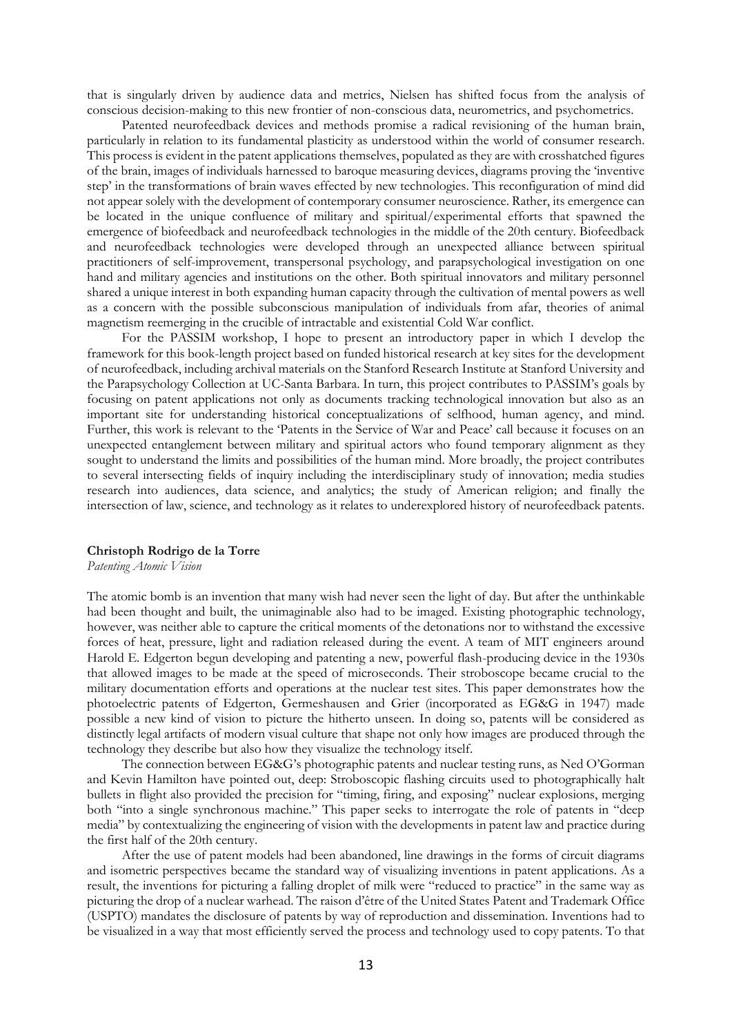that is singularly driven by audience data and metrics, Nielsen has shifted focus from the analysis of conscious decision-making to this new frontier of non-conscious data, neurometrics, and psychometrics.

Patented neurofeedback devices and methods promise a radical revisioning of the human brain, particularly in relation to its fundamental plasticity as understood within the world of consumer research. This process is evident in the patent applications themselves, populated as they are with crosshatched figures of the brain, images of individuals harnessed to baroque measuring devices, diagrams proving the 'inventive step' in the transformations of brain waves effected by new technologies. This reconfiguration of mind did not appear solely with the development of contemporary consumer neuroscience. Rather, its emergence can be located in the unique confluence of military and spiritual/experimental efforts that spawned the emergence of biofeedback and neurofeedback technologies in the middle of the 20th century. Biofeedback and neurofeedback technologies were developed through an unexpected alliance between spiritual practitioners of self-improvement, transpersonal psychology, and parapsychological investigation on one hand and military agencies and institutions on the other. Both spiritual innovators and military personnel shared a unique interest in both expanding human capacity through the cultivation of mental powers as well as a concern with the possible subconscious manipulation of individuals from afar, theories of animal magnetism reemerging in the crucible of intractable and existential Cold War conflict.

For the PASSIM workshop, I hope to present an introductory paper in which I develop the framework for this book-length project based on funded historical research at key sites for the development of neurofeedback, including archival materials on the Stanford Research Institute at Stanford University and the Parapsychology Collection at UC-Santa Barbara. In turn, this project contributes to PASSIM's goals by focusing on patent applications not only as documents tracking technological innovation but also as an important site for understanding historical conceptualizations of selfhood, human agency, and mind. Further, this work is relevant to the 'Patents in the Service of War and Peace' call because it focuses on an unexpected entanglement between military and spiritual actors who found temporary alignment as they sought to understand the limits and possibilities of the human mind. More broadly, the project contributes to several intersecting fields of inquiry including the interdisciplinary study of innovation; media studies research into audiences, data science, and analytics; the study of American religion; and finally the intersection of law, science, and technology as it relates to underexplored history of neurofeedback patents.

**Christoph Rodrigo de la Torre**
*Patenting Atomic Vision*

The atomic bomb is an invention that many wish had never seen the light of day. But after the unthinkable had been thought and built, the unimaginable also had to be imaged. Existing photographic technology, however, was neither able to capture the critical moments of the detonations nor to withstand the excessive forces of heat, pressure, light and radiation released during the event. A team of MIT engineers around Harold E. Edgerton begun developing and patenting a new, powerful flash-producing device in the 1930s that allowed images to be made at the speed of microseconds. Their stroboscope became crucial to the military documentation efforts and operations at the nuclear test sites. This paper demonstrates how the photoelectric patents of Edgerton, Germeshausen and Grier (incorporated as EG&G in 1947) made possible a new kind of vision to picture the hitherto unseen. In doing so, patents will be considered as distinctly legal artifacts of modern visual culture that shape not only how images are produced through the technology they describe but also how they visualize the technology itself.

The connection between EG&G's photographic patents and nuclear testing runs, as Ned O'Gorman and Kevin Hamilton have pointed out, deep: Stroboscopic flashing circuits used to photographically halt bullets in flight also provided the precision for "timing, firing, and exposing" nuclear explosions, merging both "into a single synchronous machine." This paper seeks to interrogate the role of patents in "deep media" by contextualizing the engineering of vision with the developments in patent law and practice during the first half of the 20th century.

After the use of patent models had been abandoned, line drawings in the forms of circuit diagrams and isometric perspectives became the standard way of visualizing inventions in patent applications. As a result, the inventions for picturing a falling droplet of milk were "reduced to practice" in the same way as picturing the drop of a nuclear warhead. The raison d'être of the United States Patent and Trademark Office (USPTO) mandates the disclosure of patents by way of reproduction and dissemination. Inventions had to be visualized in a way that most efficiently served the process and technology used to copy patents. To that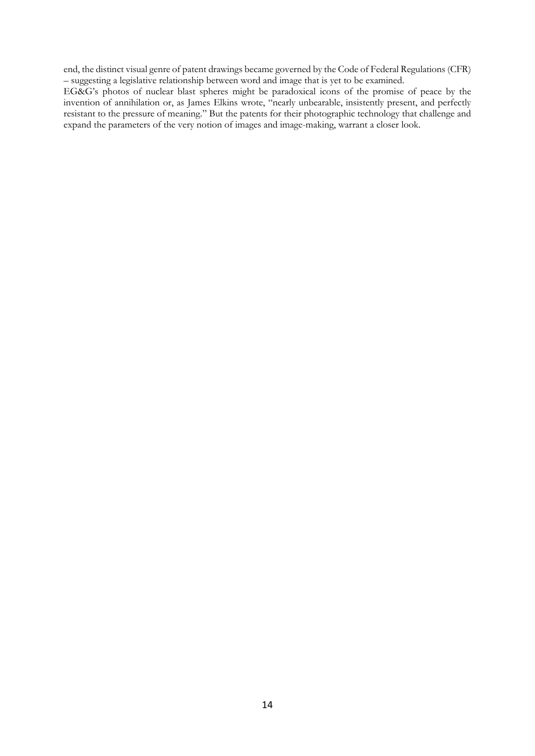end, the distinct visual genre of patent drawings became governed by the Code of Federal Regulations (CFR) – suggesting a legislative relationship between word and image that is yet to be examined.

EG&G's photos of nuclear blast spheres might be paradoxical icons of the promise of peace by the invention of annihilation or, as James Elkins wrote, "nearly unbearable, insistently present, and perfectly resistant to the pressure of meaning." But the patents for their photographic technology that challenge and expand the parameters of the very notion of images and image-making, warrant a closer look.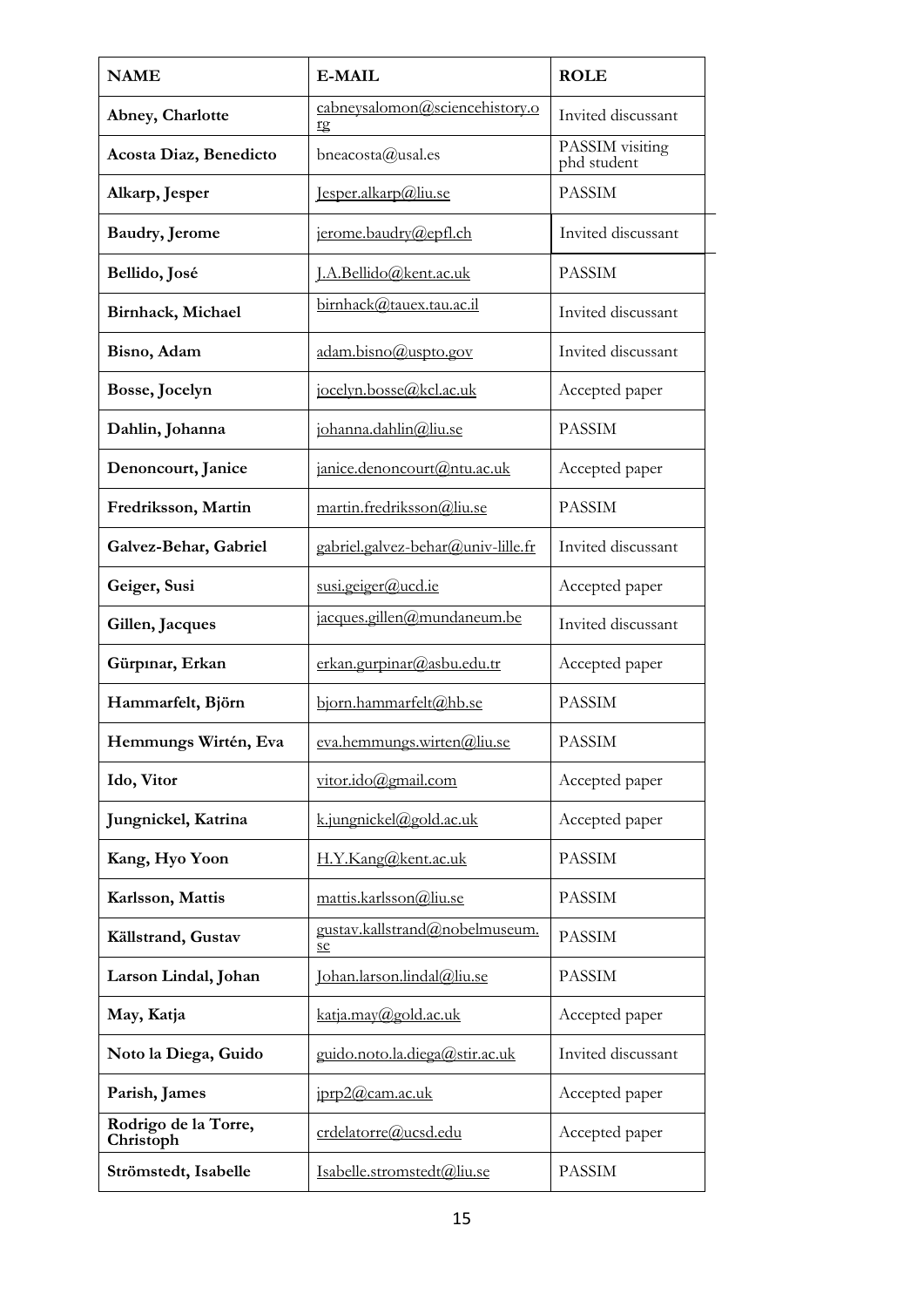| NAME | E-MAIL | ROLE |
| --- | --- | --- |
| **Abney, Charlotte** | cabneysalomon@sciencehistory.org | Invited discussant |
| **Acosta Diaz, Benedicto** | bneacosta@usal.es | PASSIM visiting phd student |
| **Alkarp, Jesper** | Jesper.alkarp@liu.se | PASSIM |
| **Baudry, Jerome** | jerome.baudry@epfl.ch | Invited discussant |
| **Bellido, José** | J.A.Bellido@kent.ac.uk | PASSIM |
| **Birnhack, Michael** | birnhack@tauex.tau.ac.il | Invited discussant |
| **Bisno, Adam** | adam.bisno@uspto.gov | Invited discussant |
| **Bosse, Jocelyn** | jocelyn.bosse@kcl.ac.uk | Accepted paper |
| **Dahlin, Johanna** | johanna.dahlin@liu.se | PASSIM |
| **Denoncourt, Janice** | janice.denoncourt@ntu.ac.uk | Accepted paper |
| **Fredriksson, Martin** | martin.fredriksson@liu.se | PASSIM |
| **Galvez-Behar, Gabriel** | gabriel.galvez-behar@univ-lille.fr | Invited discussant |
| **Geiger, Susi** | susi.geiger@ucd.ie | Accepted paper |
| **Gillen, Jacques** | jacques.gillen@mundaneum.be | Invited discussant |
| **Gürpınar, Erkan** | erkan.gurpinar@asbu.edu.tr | Accepted paper |
| **Hammarfelt, Björn** | bjorn.hammarfelt@hb.se | PASSIM |
| **Hemmungs Wirtén, Eva** | eva.hemmungs.wirten@liu.se | PASSIM |
| **Ido, Vitor** | vitor.ido@gmail.com | Accepted paper |
| **Jungnickel, Katrina** | k.jungnickel@gold.ac.uk | Accepted paper |
| **Kang, Hyo Yoon** | H.Y.Kang@kent.ac.uk | PASSIM |
| **Karlsson, Mattis** | mattis.karlsson@liu.se | PASSIM |
| **Källstrand, Gustav** | gustav.kallstrand@nobelmuseum.se | PASSIM |
| **Larson Lindal, Johan** | Johan.larson.lindal@liu.se | PASSIM |
| **May, Katja** | katja.may@gold.ac.uk | Accepted paper |
| **Noto la Diega, Guido** | guido.noto.la.diega@stir.ac.uk | Invited discussant |
| **Parish, James** | jprp2@cam.ac.uk | Accepted paper |
| **Rodrigo de la Torre, Christoph** | crdelatorre@ucsd.edu | Accepted paper |
| **Strömstedt, Isabelle** | Isabelle.stromstedt@liu.se | PASSIM |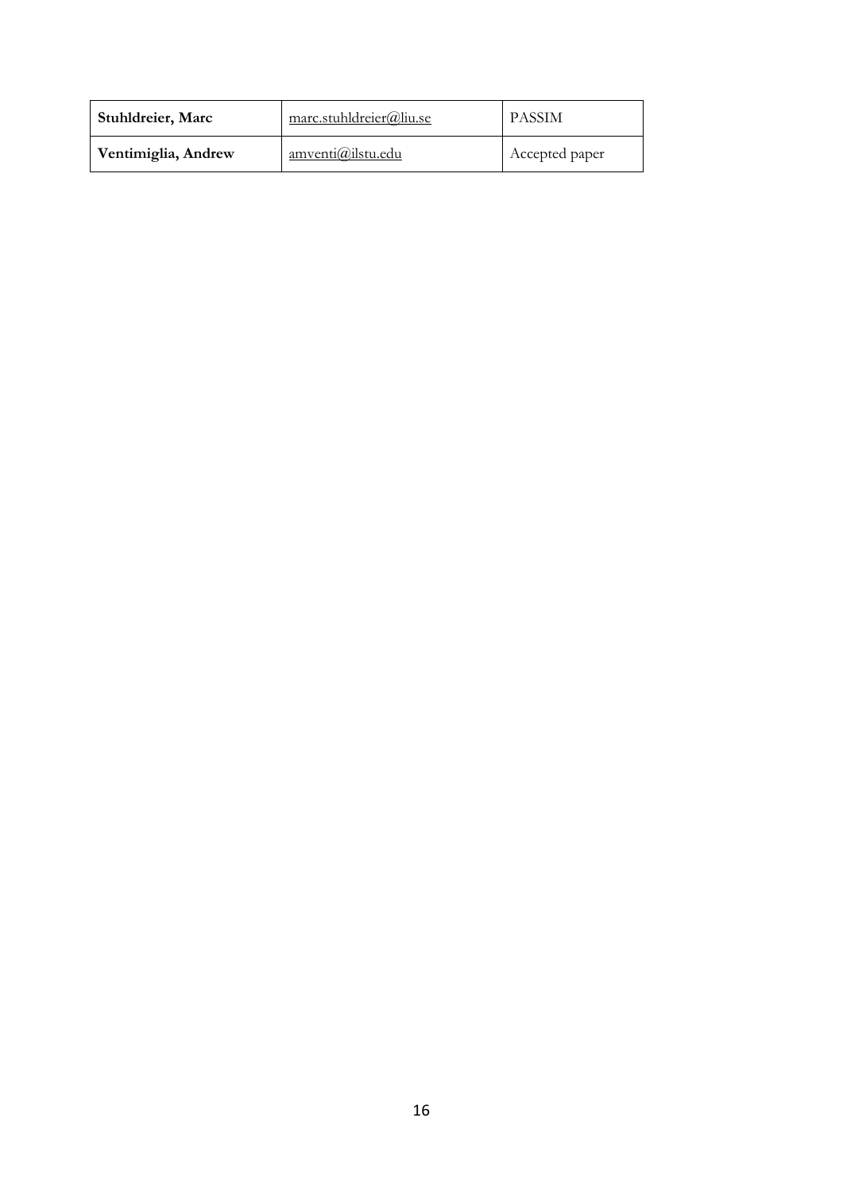| **Stuhldreier, Marc** | marc.stuhldreier@liu.se | PASSIM |
|---|---|---|
| **Ventimiglia, Andrew** | amventi@ilstu.edu | Accepted paper |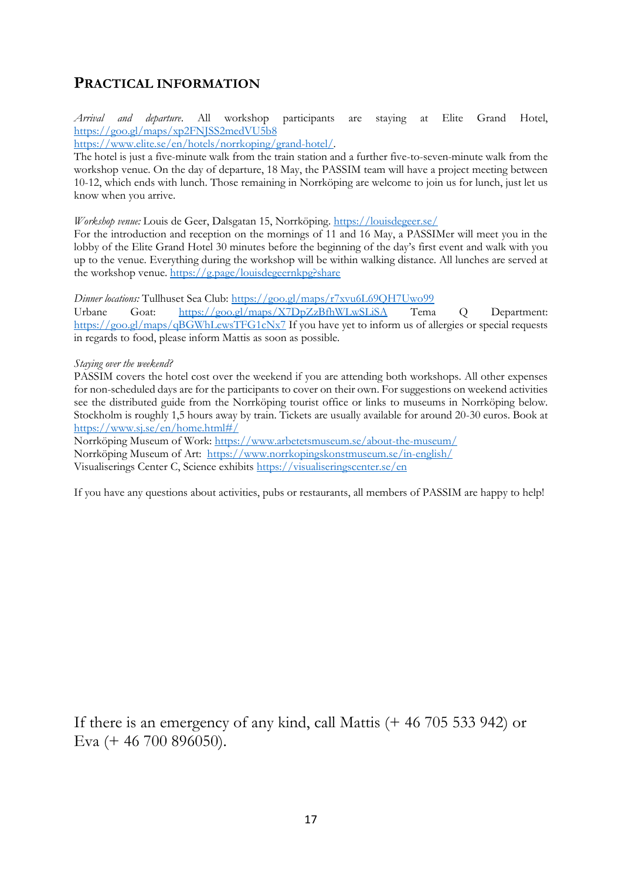## Practical information

*Arrival and departure*. All workshop participants are staying at Elite Grand Hotel, https://goo.gl/maps/xp2FNJSS2medVU5b8
https://www.elite.se/en/hotels/norrkoping/grand-hotel/.
The hotel is just a five-minute walk from the train station and a further five-to-seven-minute walk from the workshop venue. On the day of departure, 18 May, the PASSIM team will have a project meeting between 10-12, which ends with lunch. Those remaining in Norrköping are welcome to join us for lunch, just let us know when you arrive.

*Workshop venue:* Louis de Geer, Dalsgatan 15, Norrköping. https://louisdegeer.se/
For the introduction and reception on the mornings of 11 and 16 May, a PASSIMer will meet you in the lobby of the Elite Grand Hotel 30 minutes before the beginning of the day's first event and walk with you up to the venue. Everything during the workshop will be within walking distance. All lunches are served at the workshop venue. https://g.page/louisdegeernkpg?share

*Dinner locations:* Tullhuset Sea Club: https://goo.gl/maps/r7xvu6L69QH7Uwo99
Urbane Goat: https://goo.gl/maps/X7DpZzBfhWLwSLiSA Tema Q Department: https://goo.gl/maps/qBGWhLewsTFG1cNx7 If you have yet to inform us of allergies or special requests in regards to food, please inform Mattis as soon as possible.

*Staying over the weekend?*
PASSIM covers the hotel cost over the weekend if you are attending both workshops. All other expenses for non-scheduled days are for the participants to cover on their own. For suggestions on weekend activities see the distributed guide from the Norrköping tourist office or links to museums in Norrköping below. Stockholm is roughly 1,5 hours away by train. Tickets are usually available for around 20-30 euros. Book at https://www.sj.se/en/home.html#/
Norrköping Museum of Work: https://www.arbetetsmuseum.se/about-the-museum/
Norrköping Museum of Art: https://www.norrkopingskonstmuseum.se/in-english/
Visualiserings Center C, Science exhibits https://visualiseringscenter.se/en

If you have any questions about activities, pubs or restaurants, all members of PASSIM are happy to help!

If there is an emergency of any kind, call Mattis (+ 46 705 533 942) or Eva (+ 46 700 896050).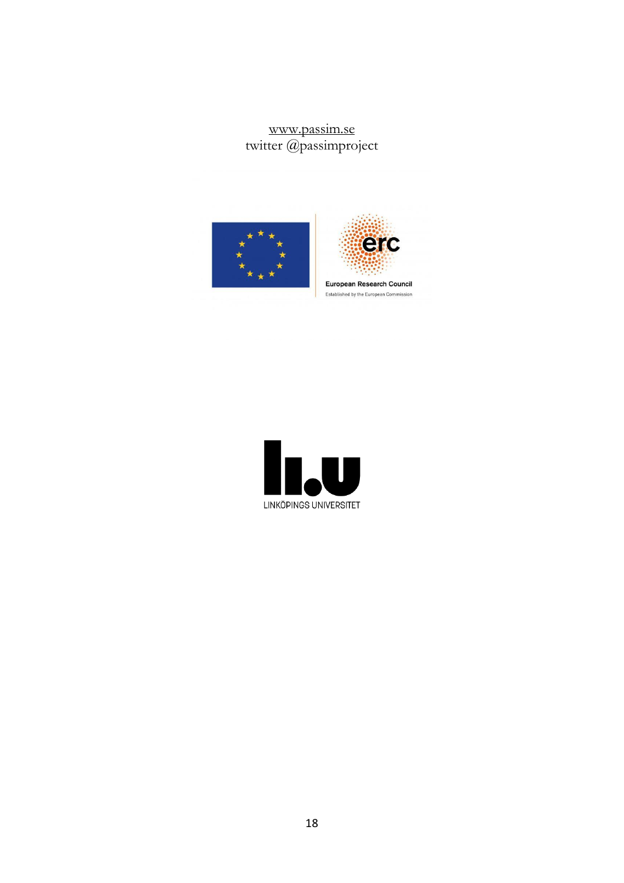www.passim.se
twitter @passimproject

European Research Council
Established by the European Commission

LINKÖPINGS UNIVERSITET